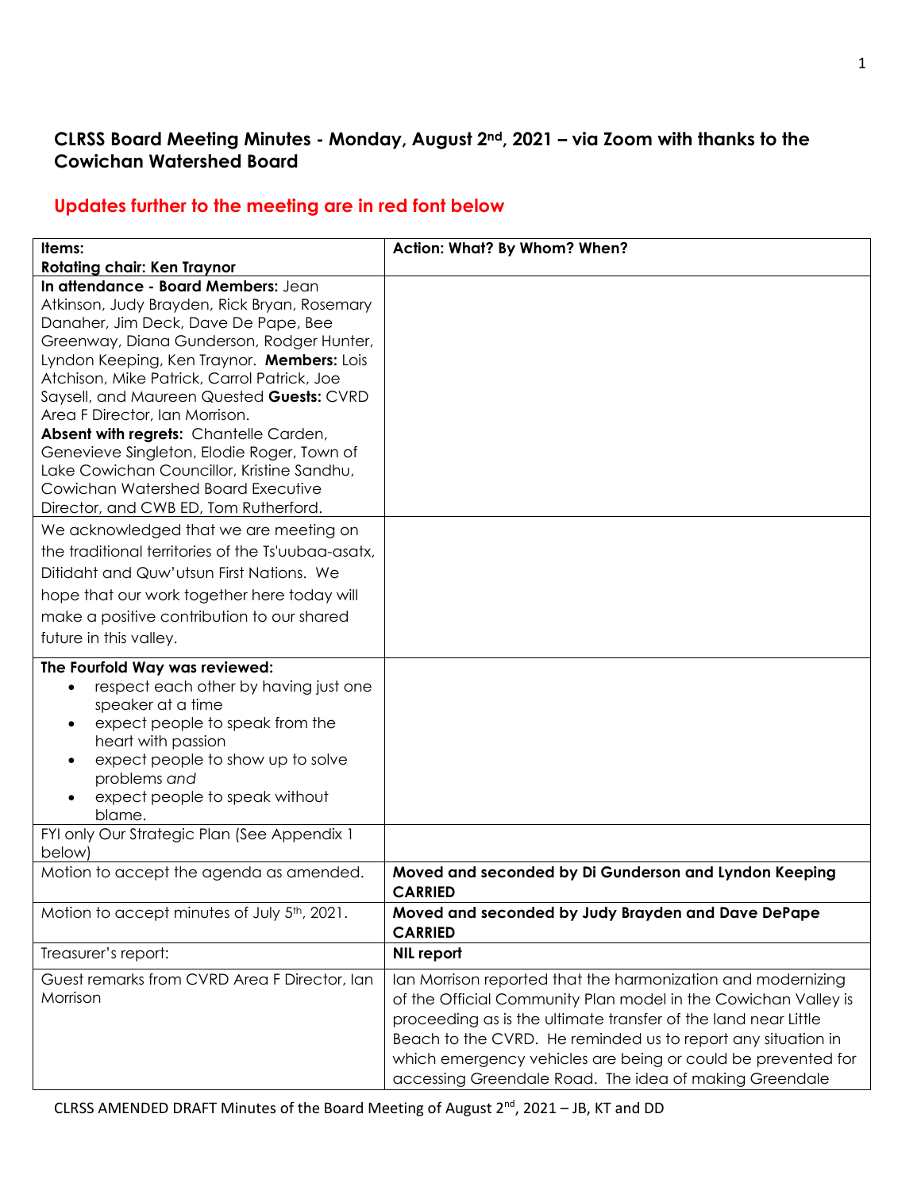## CLRSS Board Meeting Minutes - Monday, August 2nd, 2021 – via Zoom with thanks to the Cowichan Watershed Board

## Updates further to the meeting are in red font below

| Items: **Rotating chair: Ken Traynor** | Action: What? By Whom? When? |
|---|---|
| **In attendance - Board Members:** Jean Atkinson, Judy Brayden, Rick Bryan, Rosemary Danaher, Jim Deck, Dave De Pape, Bee Greenway, Diana Gunderson, Rodger Hunter, Lyndon Keeping, Ken Traynor. **Members:** Lois Atchison, Mike Patrick, Carrol Patrick, Joe Saysell, and Maureen Quested **Guests:** CVRD Area F Director, Ian Morrison. **Absent with regrets:** Chantelle Carden, Genevieve Singleton, Elodie Roger, Town of Lake Cowichan Councillor, Kristine Sandhu, Cowichan Watershed Board Executive Director, and CWB ED, Tom Rutherford. | |
| We acknowledged that we are meeting on the traditional territories of the Ts'uubaa-asatx, Ditidaht and Quw'utsun First Nations. We hope that our work together here today will make a positive contribution to our shared future in this valley. | |
| **The Fourfold Way was reviewed:** <br>• respect each other by having just one speaker at a time<br>• expect people to speak from the heart with passion<br>• expect people to show up to solve problems *and*<br>• expect people to speak without blame. | |
| FYI only Our Strategic Plan (See Appendix 1 below) | |
| Motion to accept the agenda as amended. | **Moved and seconded by Di Gunderson and Lyndon Keeping CARRIED** |
| Motion to accept minutes of July 5th, 2021. | **Moved and seconded by Judy Brayden and Dave DePape CARRIED** |
| Treasurer's report: | **NIL report** |
| Guest remarks from CVRD Area F Director, Ian Morrison | Ian Morrison reported that the harmonization and modernizing of the Official Community Plan model in the Cowichan Valley is proceeding as is the ultimate transfer of the land near Little Beach to the CVRD. He reminded us to report any situation in which emergency vehicles are being or could be prevented for accessing Greendale Road. The idea of making Greendale |

CLRSS AMENDED DRAFT Minutes of the Board Meeting of August 2nd, 2021 – JB, KT and DD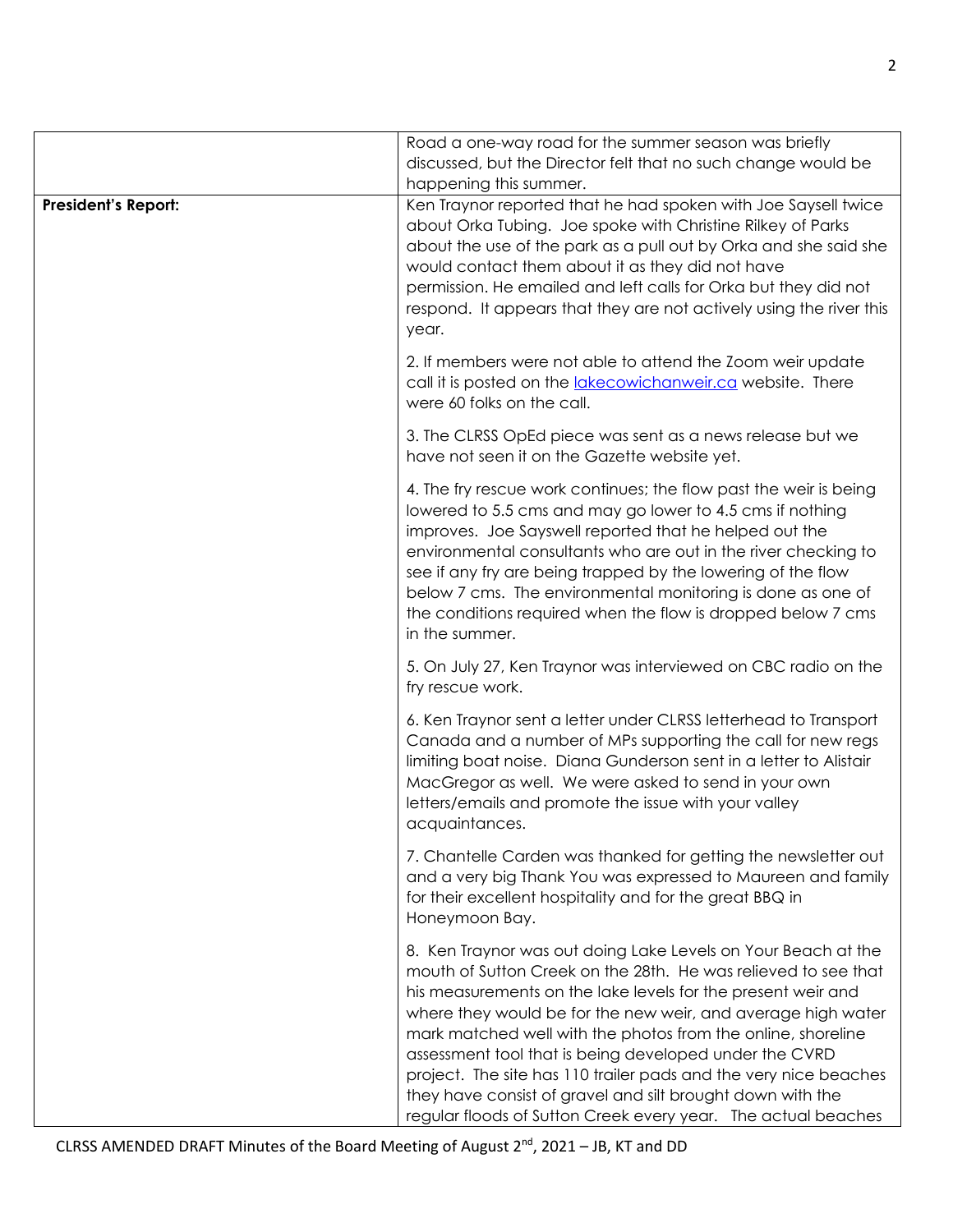| | |
|---|---|
| | Road a one-way road for the summer season was briefly discussed, but the Director felt that no such change would be happening this summer. |
| **President's Report:** | Ken Traynor reported that he had spoken with Joe Saysell twice about Orka Tubing. Joe spoke with Christine Rilkey of Parks about the use of the park as a pull out by Orka and she said she would contact them about it as they did not have permission. He emailed and left calls for Orka but they did not respond. It appears that they are not actively using the river this year.<br><br>2. If members were not able to attend the Zoom weir update call it is posted on the [lakecowichanweir.ca](lakecowichanweir.ca) website. There were 60 folks on the call.<br><br>3. The CLRSS OpEd piece was sent as a news release but we have not seen it on the Gazette website yet.<br><br>4. The fry rescue work continues; the flow past the weir is being lowered to 5.5 cms and may go lower to 4.5 cms if nothing improves. Joe Sayswell reported that he helped out the environmental consultants who are out in the river checking to see if any fry are being trapped by the lowering of the flow below 7 cms. The environmental monitoring is done as one of the conditions required when the flow is dropped below 7 cms in the summer.<br><br>5. On July 27, Ken Traynor was interviewed on CBC radio on the fry rescue work.<br><br>6. Ken Traynor sent a letter under CLRSS letterhead to Transport Canada and a number of MPs supporting the call for new regs limiting boat noise. Diana Gunderson sent in a letter to Alistair MacGregor as well. We were asked to send in your own letters/emails and promote the issue with your valley acquaintances.<br><br>7. Chantelle Carden was thanked for getting the newsletter out and a very big Thank You was expressed to Maureen and family for their excellent hospitality and for the great BBQ in Honeymoon Bay.<br><br>8. Ken Traynor was out doing Lake Levels on Your Beach at the mouth of Sutton Creek on the 28th. He was relieved to see that his measurements on the lake levels for the present weir and where they would be for the new weir, and average high water mark matched well with the photos from the online, shoreline assessment tool that is being developed under the CVRD project. The site has 110 trailer pads and the very nice beaches they have consist of gravel and silt brought down with the regular floods of Sutton Creek every year. The actual beaches |

CLRSS AMENDED DRAFT Minutes of the Board Meeting of August 2nd, 2021 – JB, KT and DD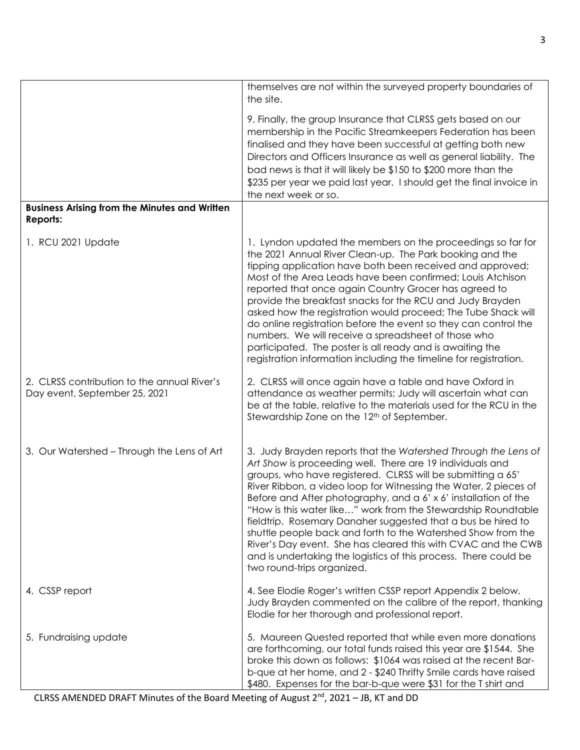| | |
|---|---|
| | themselves are not within the surveyed property boundaries of the site.<br><br>9. Finally, the group Insurance that CLRSS gets based on our membership in the Pacific Streamkeepers Federation has been finalised and they have been successful at getting both new Directors and Officers Insurance as well as general liability. The bad news is that it will likely be $150 to $200 more than the $235 per year we paid last year. I should get the final invoice in the next week or so. |
| **Business Arising from the Minutes and Written Reports:** | |
| 1. RCU 2021 Update | 1. Lyndon updated the members on the proceedings so far for the 2021 Annual River Clean-up. The Park booking and the tipping application have both been received and approved; Most of the Area Leads have been confirmed; Louis Atchison reported that once again Country Grocer has agreed to provide the breakfast snacks for the RCU and Judy Brayden asked how the registration would proceed; The Tube Shack will do online registration before the event so they can control the numbers. We will receive a spreadsheet of those who participated. The poster is all ready and is awaiting the registration information including the timeline for registration. |
| 2. CLRSS contribution to the annual River's Day event, September 25, 2021 | 2. CLRSS will once again have a table and have Oxford in attendance as weather permits; Judy will ascertain what can be at the table, relative to the materials used for the RCU in the Stewardship Zone on the 12th of September. |
| 3. Our Watershed – Through the Lens of Art | 3. Judy Brayden reports that the *Watershed Through the Lens of Art Show* is proceeding well. There are 19 individuals and groups, who have registered. CLRSS will be submitting a 65' River Ribbon, a video loop for Witnessing the Water, 2 pieces of Before and After photography, and a 6' x 6' installation of the "How is this water like…" work from the Stewardship Roundtable fieldtrip. Rosemary Danaher suggested that a bus be hired to shuttle people back and forth to the Watershed Show from the River's Day event. She has cleared this with CVAC and the CWB and is undertaking the logistics of this process. There could be two round-trips organized. |
| 4. CSSP report | 4. See Elodie Roger's written CSSP report Appendix 2 below. Judy Brayden commented on the calibre of the report, thanking Elodie for her thorough and professional report. |
| 5. Fundraising update | 5. Maureen Quested reported that while even more donations are forthcoming, our total funds raised this year are $1544. She broke this down as follows: $1064 was raised at the recent Bar-b-que at her home, and 2 - $240 Thrifty Smile cards have raised $480. Expenses for the bar-b-que were $31 for the T shirt and |

CLRSS AMENDED DRAFT Minutes of the Board Meeting of August 2nd, 2021 – JB, KT and DD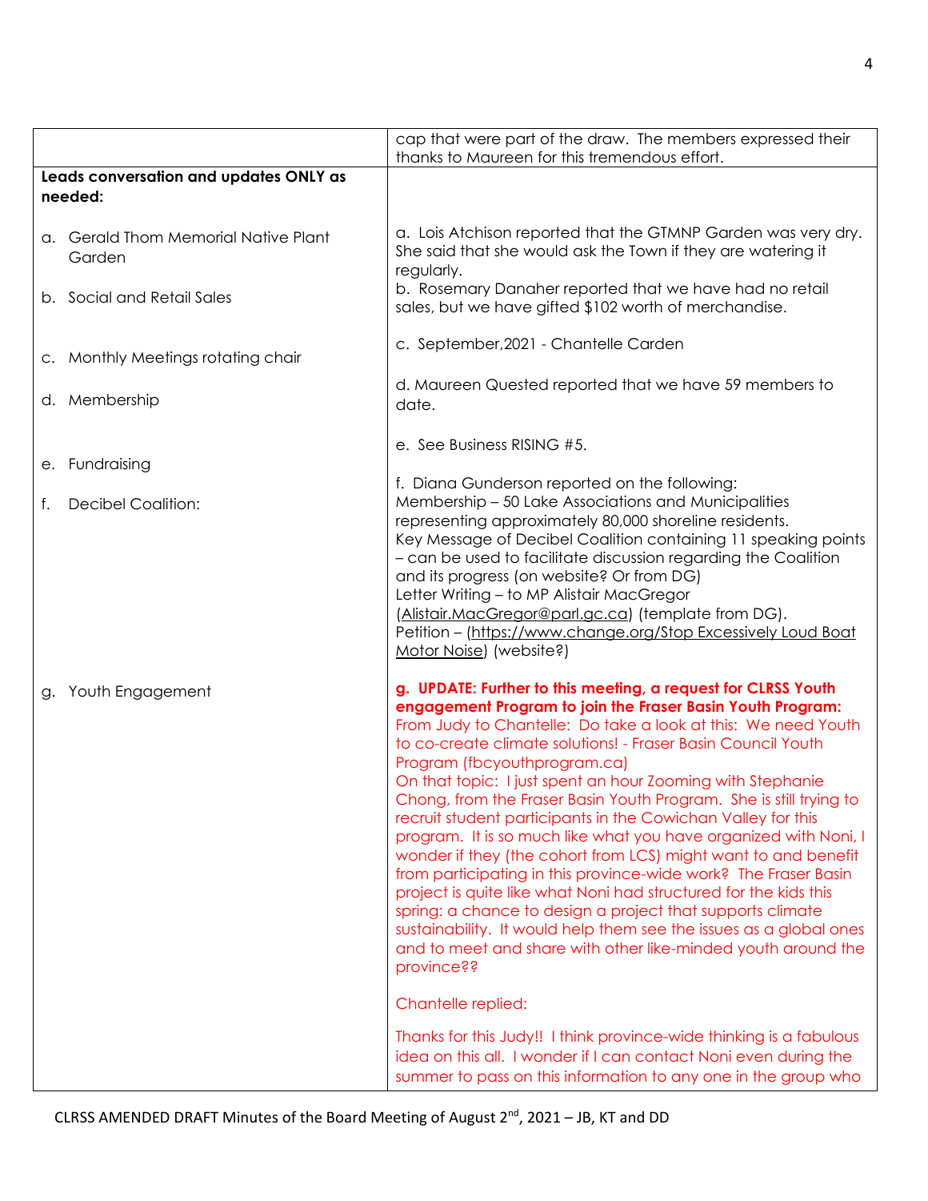| | |
|---|---|
| | cap that were part of the draw. The members expressed their thanks to Maureen for this tremendous effort. |
| **Leads conversation and updates ONLY as needed:** | |
| a. Gerald Thom Memorial Native Plant Garden | a. Lois Atchison reported that the GTMNP Garden was very dry. She said that she would ask the Town if they are watering it regularly. |
| b. Social and Retail Sales | b. Rosemary Danaher reported that we have had no retail sales, but we have gifted $102 worth of merchandise. |
| c. Monthly Meetings rotating chair | c. September,2021 - Chantelle Carden |
| d. Membership | d. Maureen Quested reported that we have 59 members to date. |
| e. Fundraising | e. See Business RISING #5. |
| f. Decibel Coalition: | f. Diana Gunderson reported on the following:<br>Membership – 50 Lake Associations and Municipalities representing approximately 80,000 shoreline residents.<br>Key Message of Decibel Coalition containing 11 speaking points – can be used to facilitate discussion regarding the Coalition and its progress (on website? Or from DG)<br>Letter Writing – to MP Alistair MacGregor (Alistair.MacGregor@parl.gc.ca) (template from DG).<br>Petition – (https://www.change.org/Stop Excessively Loud Boat Motor Noise) (website?) |
| g. Youth Engagement | **g. UPDATE: Further to this meeting, a request for CLRSS Youth engagement Program to join the Fraser Basin Youth Program:**<br>From Judy to Chantelle: Do take a look at this: We need Youth to co-create climate solutions! - Fraser Basin Council Youth Program (fbcyouthprogram.ca)<br>On that topic: I just spent an hour Zooming with Stephanie Chong, from the Fraser Basin Youth Program. She is still trying to recruit student participants in the Cowichan Valley for this program. It is so much like what you have organized with Noni, I wonder if they (the cohort from LCS) might want to and benefit from participating in this province-wide work? The Fraser Basin project is quite like what Noni had structured for the kids this spring: a chance to design a project that supports climate sustainability. It would help them see the issues as a global ones and to meet and share with other like-minded youth around the province??<br><br>Chantelle replied:<br><br>Thanks for this Judy!! I think province-wide thinking is a fabulous idea on this all. I wonder if I can contact Noni even during the summer to pass on this information to any one in the group who |

CLRSS AMENDED DRAFT Minutes of the Board Meeting of August 2nd, 2021 – JB, KT and DD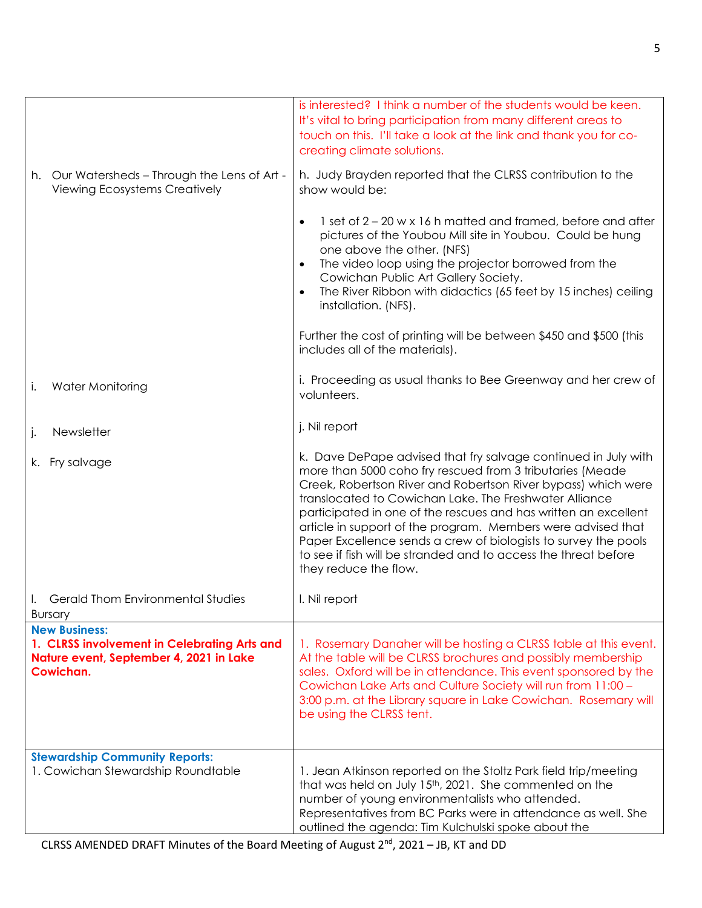| | |
|---|---|
| | is interested? I think a number of the students would be keen. It's vital to bring participation from many different areas to touch on this. I'll take a look at the link and thank you for co-creating climate solutions. |
| h. Our Watersheds – Through the Lens of Art - Viewing Ecosystems Creatively | h. Judy Brayden reported that the CLRSS contribution to the show would be:<br>• 1 set of 2 – 20 w x 16 h matted and framed, before and after pictures of the Youbou Mill site in Youbou. Could be hung one above the other. (NFS)<br>• The video loop using the projector borrowed from the Cowichan Public Art Gallery Society.<br>• The River Ribbon with didactics (65 feet by 15 inches) ceiling installation. (NFS).<br><br>Further the cost of printing will be between $450 and $500 (this includes all of the materials). |
| i. Water Monitoring | i. Proceeding as usual thanks to Bee Greenway and her crew of volunteers. |
| j. Newsletter | j. Nil report |
| k. Fry salvage | k. Dave DePape advised that fry salvage continued in July with more than 5000 coho fry rescued from 3 tributaries (Meade Creek, Robertson River and Robertson River bypass) which were translocated to Cowichan Lake. The Freshwater Alliance participated in one of the rescues and has written an excellent article in support of the program. Members were advised that Paper Excellence sends a crew of biologists to survey the pools to see if fish will be stranded and to access the threat before they reduce the flow. |
| l. Gerald Thom Environmental Studies Bursary | l. Nil report |
| **New Business:**<br>**1. CLRSS involvement in Celebrating Arts and Nature event, September 4, 2021 in Lake Cowichan.** | 1. Rosemary Danaher will be hosting a CLRSS table at this event. At the table will be CLRSS brochures and possibly membership sales. Oxford will be in attendance. This event sponsored by the Cowichan Lake Arts and Culture Society will run from 11:00 – 3:00 p.m. at the Library square in Lake Cowichan. Rosemary will be using the CLRSS tent. |
| **Stewardship Community Reports:**<br>1. Cowichan Stewardship Roundtable | 1. Jean Atkinson reported on the Stoltz Park field trip/meeting that was held on July 15th, 2021. She commented on the number of young environmentalists who attended. Representatives from BC Parks were in attendance as well. She outlined the agenda: Tim Kulchulski spoke about the |

CLRSS AMENDED DRAFT Minutes of the Board Meeting of August 2nd, 2021 – JB, KT and DD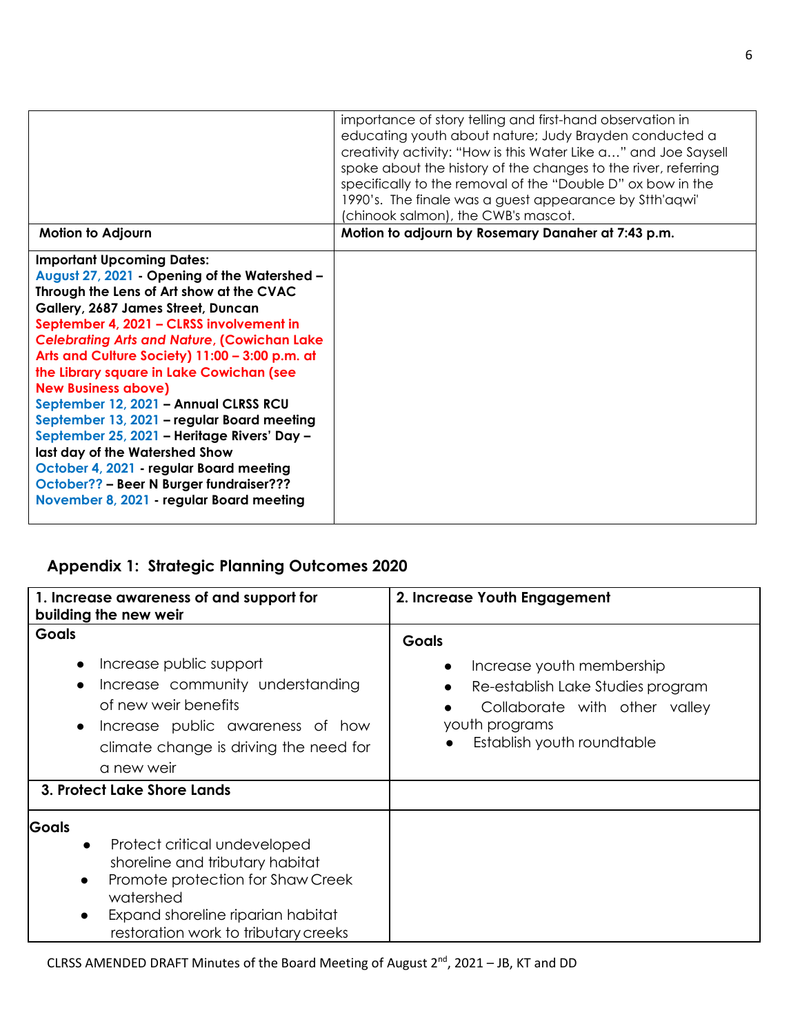| | |
|---|---|
| | importance of story telling and first-hand observation in educating youth about nature; Judy Brayden conducted a creativity activity: "How is this Water Like a…" and Joe Saysell spoke about the history of the changes to the river, referring specifically to the removal of the "Double D" ox bow in the 1990's. The finale was a guest appearance by Stth'aqwi' (chinook salmon), the CWB's mascot. |
| **Motion to Adjourn** | **Motion to adjourn by Rosemary Danaher at 7:43 p.m.** |
| **Important Upcoming Dates:**<br>**August 27, 2021 - Opening of the Watershed – Through the Lens of Art show at the CVAC Gallery, 2687 James Street, Duncan**<br>**September 4, 2021 – CLRSS involvement in *Celebrating Arts and Nature*, (Cowichan Lake Arts and Culture Society) 11:00 – 3:00 p.m. at the Library square in Lake Cowichan (see New Business above)**<br>**September 12, 2021 – Annual CLRSS RCU**<br>**September 13, 2021 – regular Board meeting**<br>**September 25, 2021 – Heritage Rivers' Day – last day of the Watershed Show**<br>**October 4, 2021 - regular Board meeting**<br>**October?? – Beer N Burger fundraiser???**<br>**November 8, 2021 - regular Board meeting** | |

## Appendix 1: Strategic Planning Outcomes 2020

| 1. Increase awareness of and support for building the new weir | 2. Increase Youth Engagement |
|---|---|
| **Goals**<br>• Increase public support<br>• Increase community understanding of new weir benefits<br>• Increase public awareness of how climate change is driving the need for a new weir | **Goals**<br>• Increase youth membership<br>• Re-establish Lake Studies program<br>• Collaborate with other valley youth programs<br>• Establish youth roundtable |
| **3. Protect Lake Shore Lands** | |
| **Goals**<br>• Protect critical undeveloped shoreline and tributary habitat<br>• Promote protection for Shaw Creek watershed<br>• Expand shoreline riparian habitat restoration work to tributary creeks | |

CLRSS AMENDED DRAFT Minutes of the Board Meeting of August 2nd, 2021 – JB, KT and DD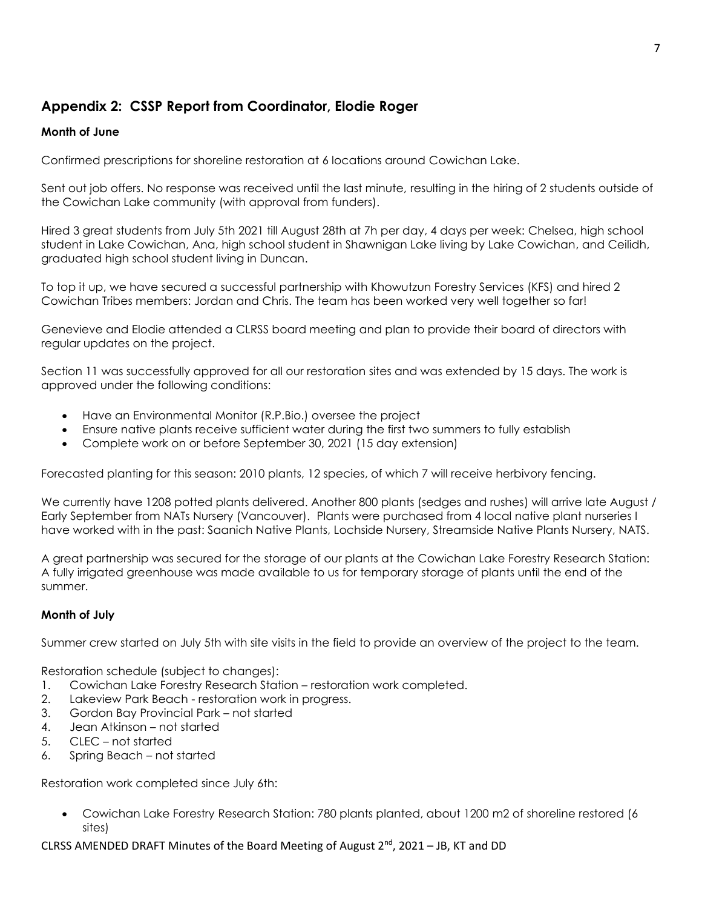## Appendix 2: CSSP Report from Coordinator, Elodie Roger

**Month of June**

Confirmed prescriptions for shoreline restoration at 6 locations around Cowichan Lake.

Sent out job offers. No response was received until the last minute, resulting in the hiring of 2 students outside of the Cowichan Lake community (with approval from funders).

Hired 3 great students from July 5th 2021 till August 28th at 7h per day, 4 days per week: Chelsea, high school student in Lake Cowichan, Ana, high school student in Shawnigan Lake living by Lake Cowichan, and Ceilidh, graduated high school student living in Duncan.

To top it up, we have secured a successful partnership with Khowutzun Forestry Services (KFS) and hired 2 Cowichan Tribes members: Jordan and Chris. The team has been worked very well together so far!

Genevieve and Elodie attended a CLRSS board meeting and plan to provide their board of directors with regular updates on the project.

Section 11 was successfully approved for all our restoration sites and was extended by 15 days. The work is approved under the following conditions:

- Have an Environmental Monitor (R.P.Bio.) oversee the project
- Ensure native plants receive sufficient water during the first two summers to fully establish
- Complete work on or before September 30, 2021 (15 day extension)

Forecasted planting for this season: 2010 plants, 12 species, of which 7 will receive herbivory fencing.

We currently have 1208 potted plants delivered. Another 800 plants (sedges and rushes) will arrive late August / Early September from NATs Nursery (Vancouver). Plants were purchased from 4 local native plant nurseries I have worked with in the past: Saanich Native Plants, Lochside Nursery, Streamside Native Plants Nursery, NATS.

A great partnership was secured for the storage of our plants at the Cowichan Lake Forestry Research Station: A fully irrigated greenhouse was made available to us for temporary storage of plants until the end of the summer.

**Month of July**

Summer crew started on July 5th with site visits in the field to provide an overview of the project to the team.

Restoration schedule (subject to changes):

1. Cowichan Lake Forestry Research Station – restoration work completed.
2. Lakeview Park Beach - restoration work in progress.
3. Gordon Bay Provincial Park – not started
4. Jean Atkinson – not started
5. CLEC – not started
6. Spring Beach – not started

Restoration work completed since July 6th:

- Cowichan Lake Forestry Research Station: 780 plants planted, about 1200 m2 of shoreline restored (6 sites)

CLRSS AMENDED DRAFT Minutes of the Board Meeting of August 2nd, 2021 – JB, KT and DD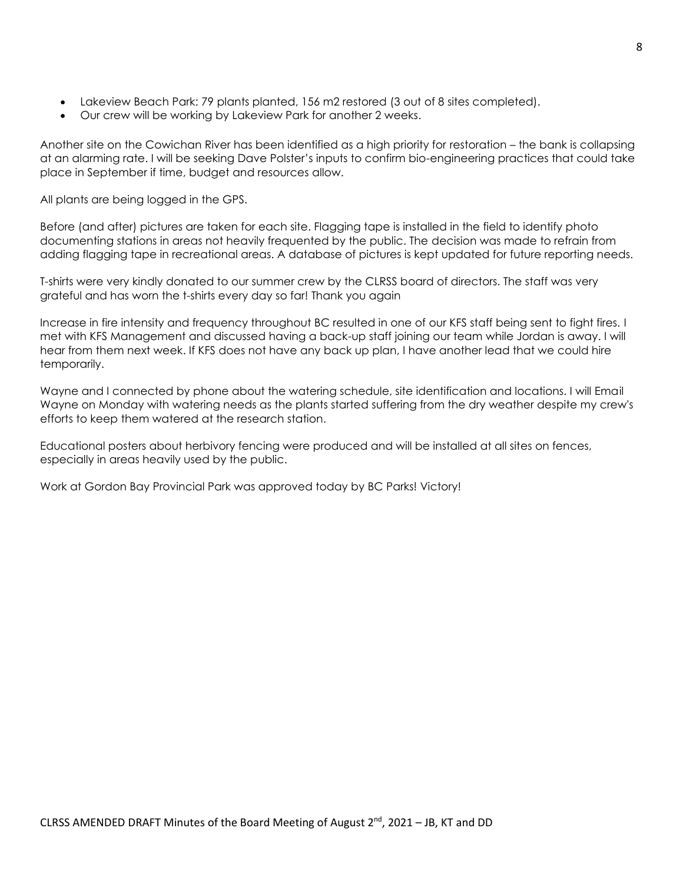- Lakeview Beach Park: 79 plants planted, 156 m2 restored (3 out of 8 sites completed).
- Our crew will be working by Lakeview Park for another 2 weeks.

Another site on the Cowichan River has been identified as a high priority for restoration – the bank is collapsing at an alarming rate. I will be seeking Dave Polster's inputs to confirm bio-engineering practices that could take place in September if time, budget and resources allow.

All plants are being logged in the GPS.

Before (and after) pictures are taken for each site. Flagging tape is installed in the field to identify photo documenting stations in areas not heavily frequented by the public. The decision was made to refrain from adding flagging tape in recreational areas. A database of pictures is kept updated for future reporting needs.

T-shirts were very kindly donated to our summer crew by the CLRSS board of directors. The staff was very grateful and has worn the t-shirts every day so far! Thank you again

Increase in fire intensity and frequency throughout BC resulted in one of our KFS staff being sent to fight fires. I met with KFS Management and discussed having a back-up staff joining our team while Jordan is away. I will hear from them next week. If KFS does not have any back up plan, I have another lead that we could hire temporarily.

Wayne and I connected by phone about the watering schedule, site identification and locations. I will Email Wayne on Monday with watering needs as the plants started suffering from the dry weather despite my crew's efforts to keep them watered at the research station.

Educational posters about herbivory fencing were produced and will be installed at all sites on fences, especially in areas heavily used by the public.

Work at Gordon Bay Provincial Park was approved today by BC Parks! Victory!